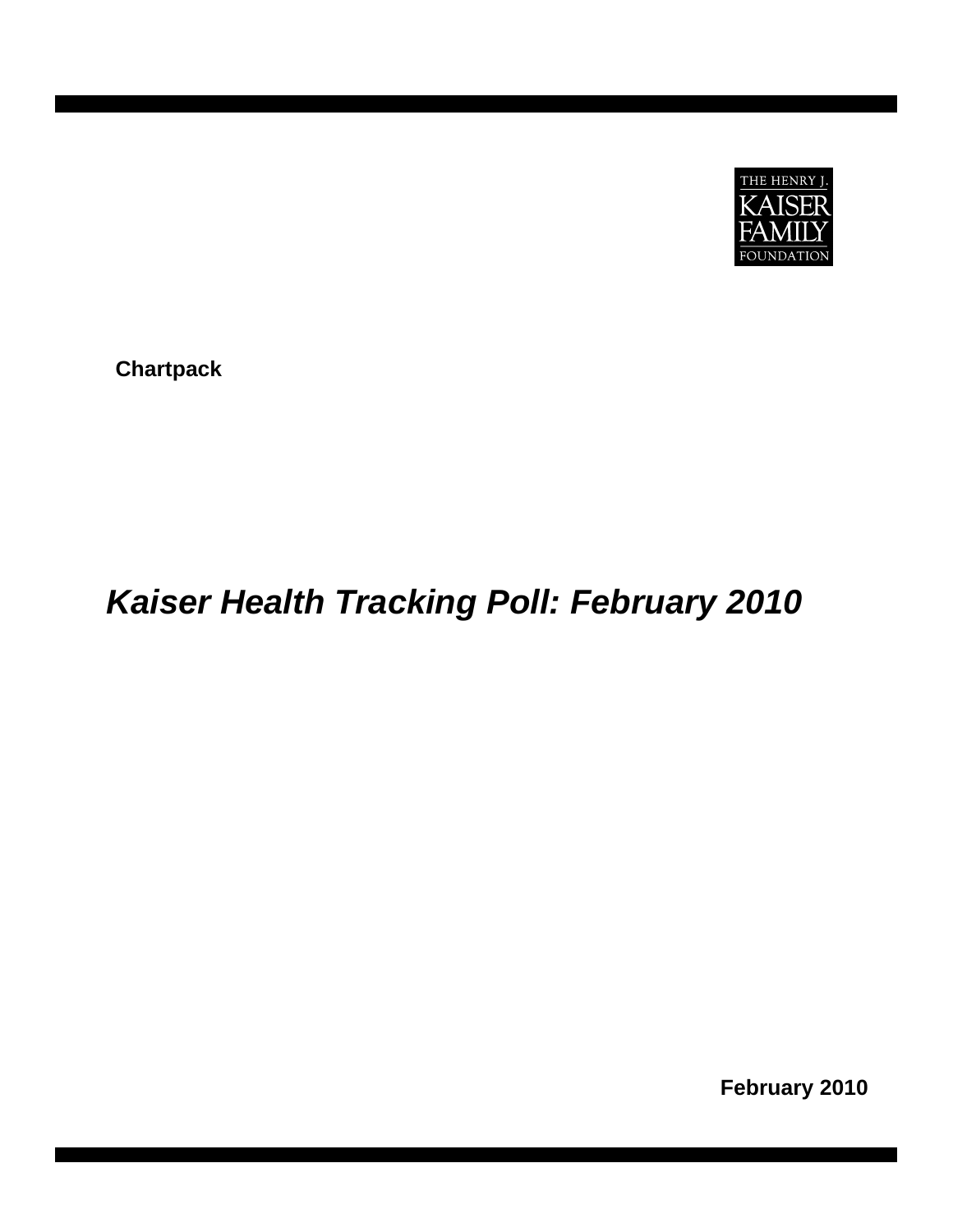THE HENRY J. KAISER FAMILY FOUNDATION

**Chartpack**

# *Kaiser Health Tracking Poll: February 2010*

**February 2010**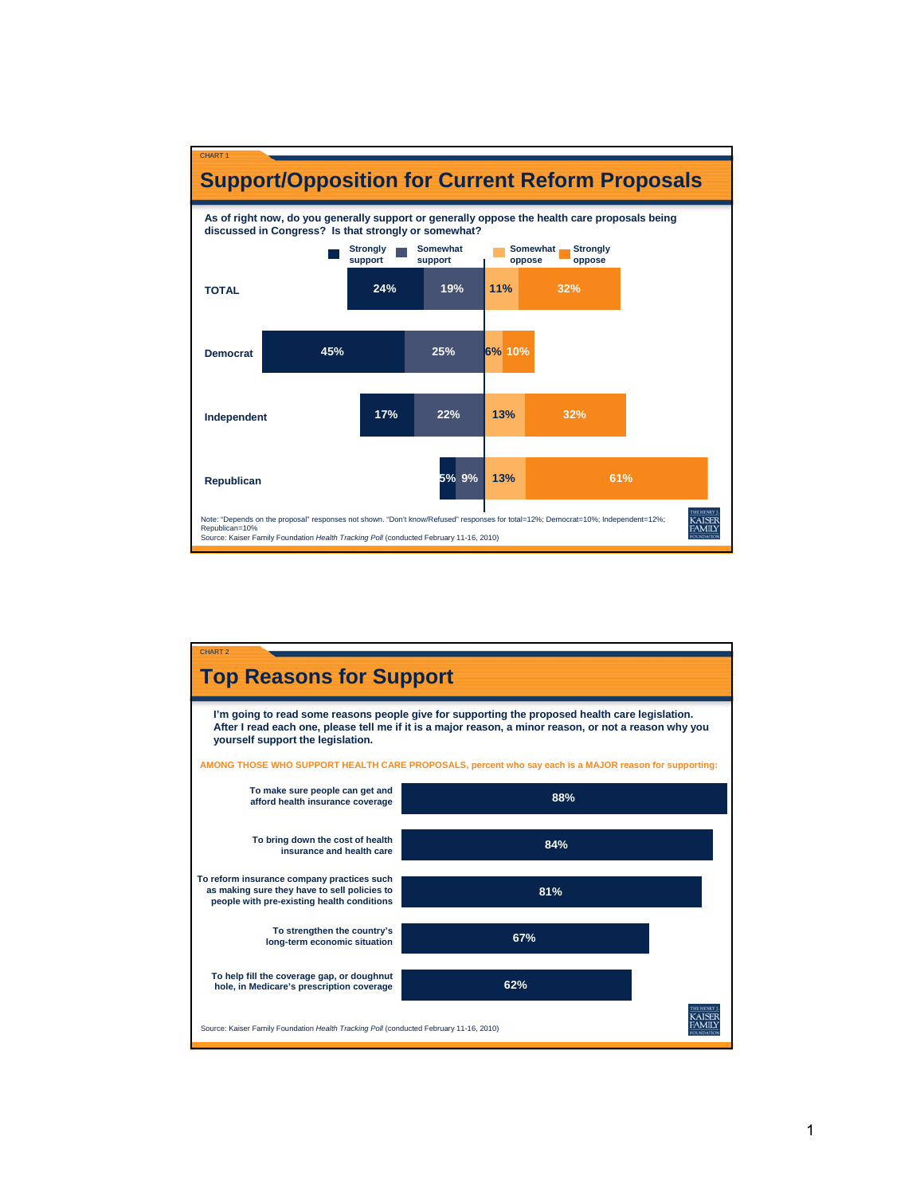CHART 1

## Support/Opposition for Current Reform Proposals

**As of right now, do you generally support or generally oppose the health care proposals being discussed in Congress? Is that strongly or somewhat?**

| | Strongly support | Somewhat support | Somewhat oppose | Strongly oppose |
|---|---|---|---|---|
| TOTAL | 24% | 19% | 11% | 32% |
| Democrat | 45% | 25% | 6% | 10% |
| Independent | 17% | 22% | 13% | 32% |
| Republican | 5% | 9% | 13% | 61% |

Note: "Depends on the proposal" responses not shown. "Don't know/Refused" responses for total=12%; Democrat=10%; Independent=12%; Republican=10%

Source: Kaiser Family Foundation *Health Tracking Poll* (conducted February 11-16, 2010)

CHART 2

## Top Reasons for Support

**I'm going to read some reasons people give for supporting the proposed health care legislation. After I read each one, please tell me if it is a major reason, a minor reason, or not a reason why you yourself support the legislation.**

AMONG THOSE WHO SUPPORT HEALTH CARE PROPOSALS, percent who say each is a MAJOR reason for supporting:

| Reason | Percent |
|---|---|
| To make sure people can get and afford health insurance coverage | 88% |
| To bring down the cost of health insurance and health care | 84% |
| To reform insurance company practices such as making sure they have to sell policies to people with pre-existing health conditions | 81% |
| To strengthen the country's long-term economic situation | 67% |
| To help fill the coverage gap, or doughnut hole, in Medicare's prescription coverage | 62% |

Source: Kaiser Family Foundation *Health Tracking Poll* (conducted February 11-16, 2010)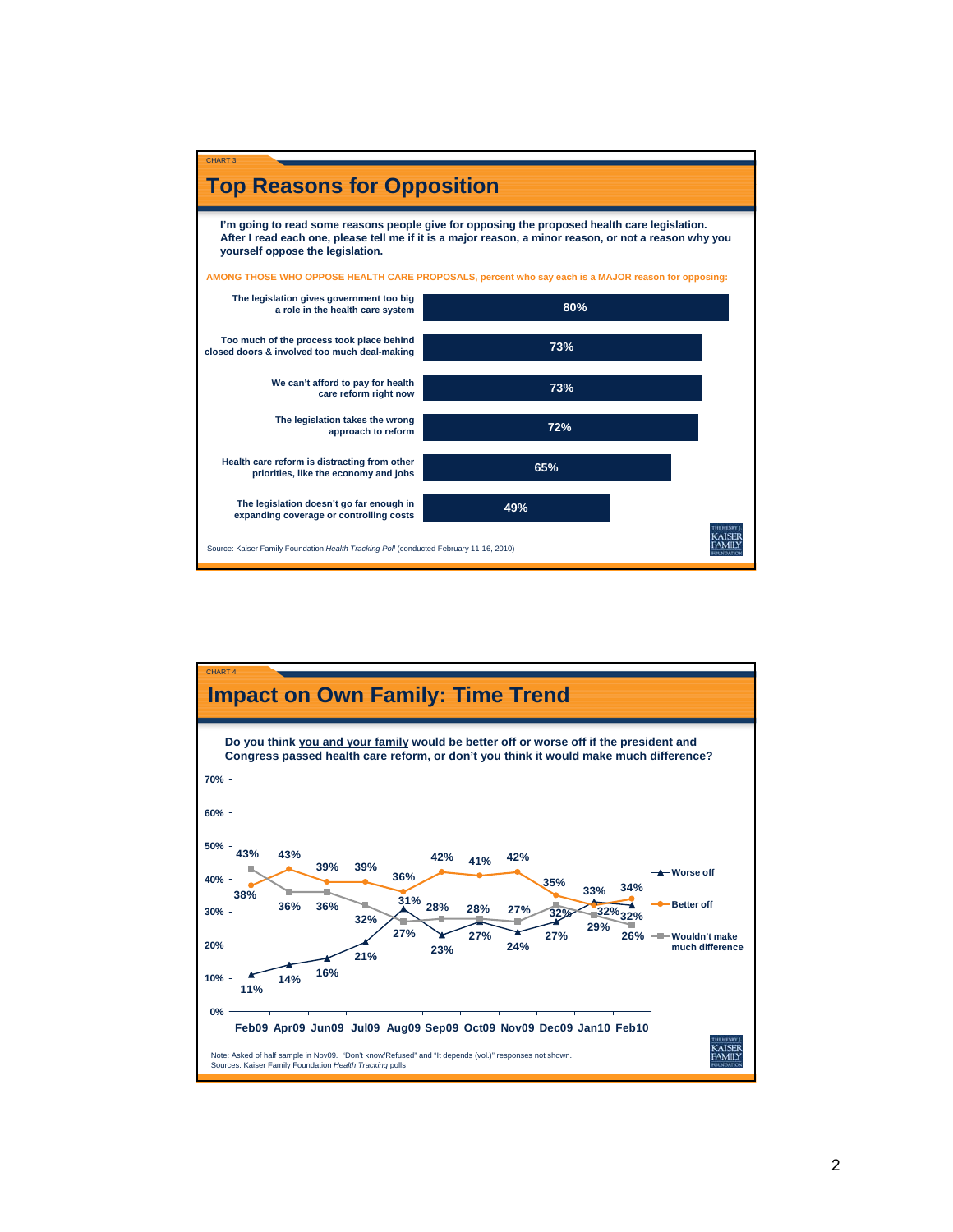CHART 3

## Top Reasons for Opposition

**I'm going to read some reasons people give for opposing the proposed health care legislation. After I read each one, please tell me if it is a major reason, a minor reason, or not a reason why you yourself oppose the legislation.**

AMONG THOSE WHO OPPOSE HEALTH CARE PROPOSALS, percent who say each is a MAJOR reason for opposing:

| Reason | Percent |
| --- | --- |
| The legislation gives government too big a role in the health care system | 80% |
| Too much of the process took place behind closed doors & involved too much deal-making | 73% |
| We can't afford to pay for health care reform right now | 73% |
| The legislation takes the wrong approach to reform | 72% |
| Health care reform is distracting from other priorities, like the economy and jobs | 65% |
| The legislation doesn't go far enough in expanding coverage or controlling costs | 49% |

Source: Kaiser Family Foundation *Health Tracking Poll* (conducted February 11-16, 2010)

CHART 4

## Impact on Own Family: Time Trend

**Do you think you and your family would be better off or worse off if the president and Congress passed health care reform, or don't you think it would make much difference?**

| | Feb09 | Apr09 | Jun09 | Jul09 | Aug09 | Sep09 | Oct09 | Nov09 | Dec09 | Jan10 | Feb10 |
| --- | --- | --- | --- | --- | --- | --- | --- | --- | --- | --- | --- |
| Worse off | 11% | 14% | 16% | 21% | 31% | 23% | 27% | 24% | 27% | 33% | 32% |
| Better off | 38% | 43% | 39% | 39% | 36% | 42% | 41% | 42% | 35% | 32% | 34% |
| Wouldn't make much difference | 43% | 36% | 36% | 32% | 27% | 28% | 28% | 27% | 32% | 29% | 26% |

Note: Asked of half sample in Nov09. "Don't know/Refused" and "It depends (vol.)" responses not shown.
Sources: Kaiser Family Foundation *Health Tracking* polls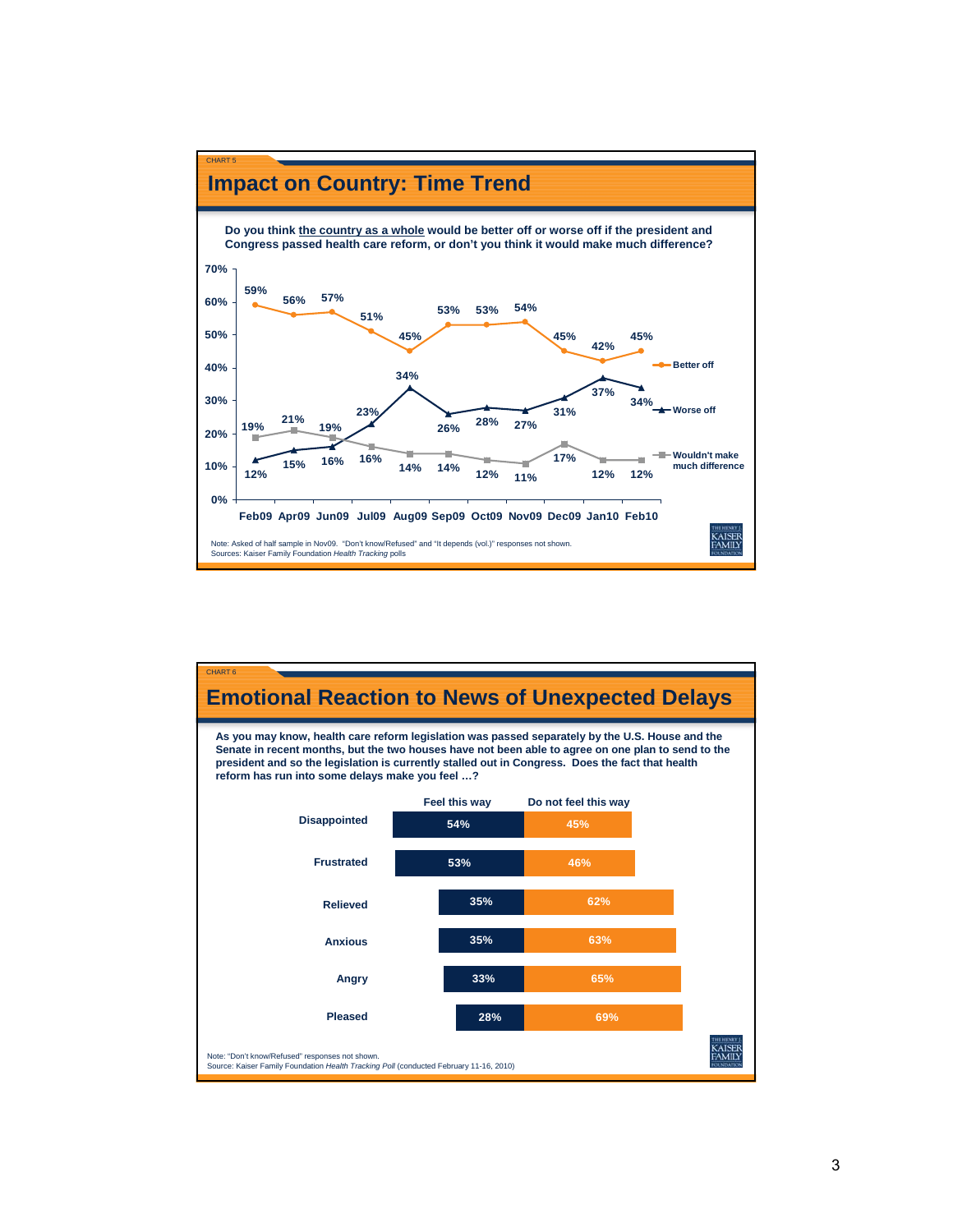CHART 5

## Impact on Country: Time Trend

**Do you think the country as a whole would be better off or worse off if the president and Congress passed health care reform, or don't you think it would make much difference?**

| | Feb09 | Apr09 | Jun09 | Jul09 | Aug09 | Sep09 | Oct09 | Nov09 | Dec09 | Jan10 | Feb10 |
|---|---|---|---|---|---|---|---|---|---|---|---|
| Better off | 59% | 56% | 57% | 51% | 45% | 53% | 53% | 54% | 45% | 42% | 45% |
| Worse off | 12% | 15% | 16% | 23% | 34% | 26% | 28% | 27% | 31% | 37% | 34% |
| Wouldn't make much difference | 19% | 21% | 19% | 16% | 14% | 14% | 12% | 11% | 17% | 12% | 12% |

Note: Asked of half sample in Nov09. "Don't know/Refused" and "It depends (vol.)" responses not shown.
Sources: Kaiser Family Foundation *Health Tracking* polls

CHART 6

## Emotional Reaction to News of Unexpected Delays

**As you may know, health care reform legislation was passed separately by the U.S. House and the Senate in recent months, but the two houses have not been able to agree on one plan to send to the president and so the legislation is currently stalled out in Congress. Does the fact that health reform has run into some delays make you feel …?**

| | Feel this way | Do not feel this way |
|---|---|---|
| Disappointed | 54% | 45% |
| Frustrated | 53% | 46% |
| Relieved | 35% | 62% |
| Anxious | 35% | 63% |
| Angry | 33% | 65% |
| Pleased | 28% | 69% |

Note: "Don't know/Refused" responses not shown.
Source: Kaiser Family Foundation *Health Tracking Poll* (conducted February 11-16, 2010)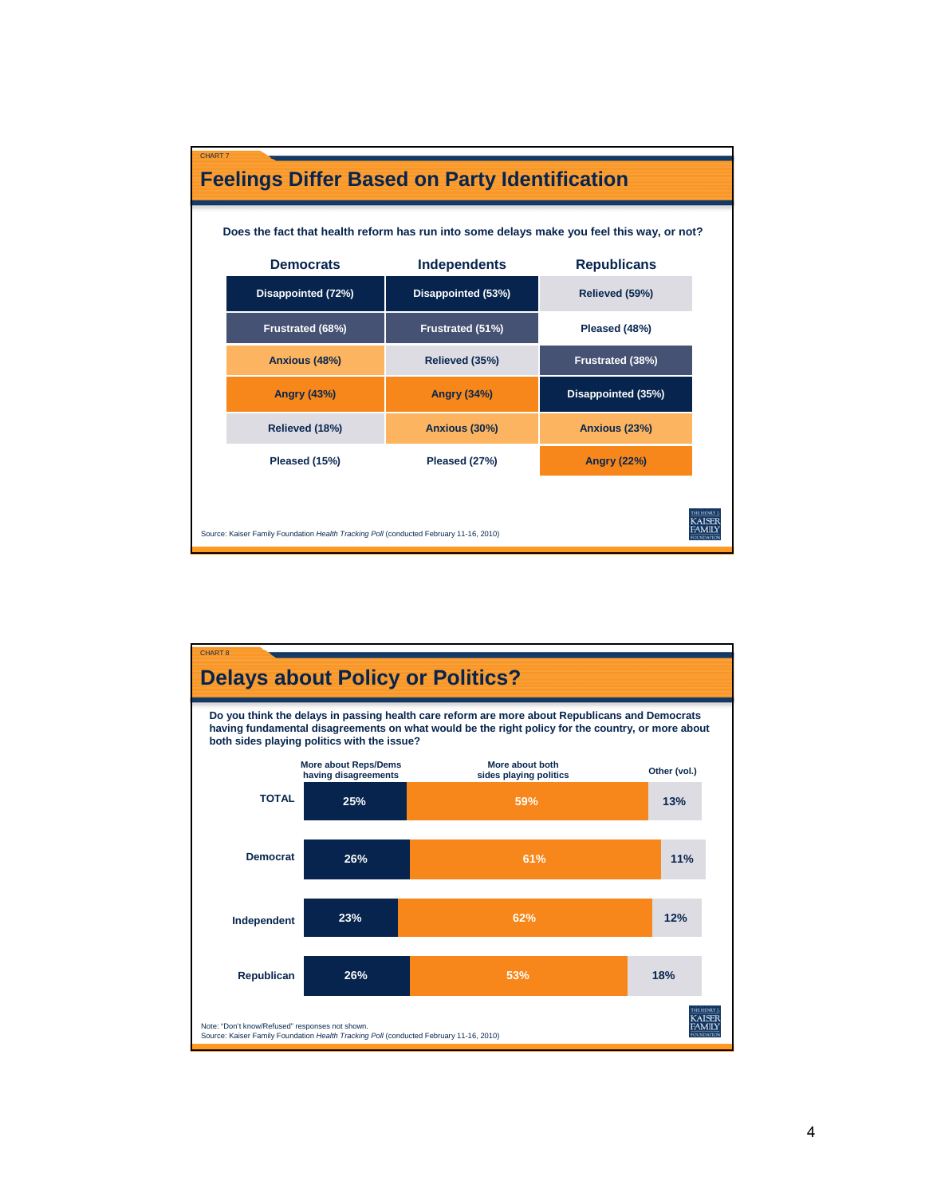CHART 7

## Feelings Differ Based on Party Identification

**Does the fact that health reform has run into some delays make you feel this way, or not?**

| Democrats | Independents | Republicans |
|---|---|---|
| Disappointed (72%) | Disappointed (53%) | Relieved (59%) |
| Frustrated (68%) | Frustrated (51%) | Pleased (48%) |
| Anxious (48%) | Relieved (35%) | Frustrated (38%) |
| Angry (43%) | Angry (34%) | Disappointed (35%) |
| Relieved (18%) | Anxious (30%) | Anxious (23%) |
| Pleased (15%) | Pleased (27%) | Angry (22%) |

Source: Kaiser Family Foundation *Health Tracking Poll* (conducted February 11-16, 2010)

CHART 8

## Delays about Policy or Politics?

**Do you think the delays in passing health care reform are more about Republicans and Democrats having fundamental disagreements on what would be the right policy for the country, or more about both sides playing politics with the issue?**

| | More about Reps/Dems having disagreements | More about both sides playing politics | Other (vol.) |
|---|---|---|---|
| TOTAL | 25% | 59% | 13% |
| Democrat | 26% | 61% | 11% |
| Independent | 23% | 62% | 12% |
| Republican | 26% | 53% | 18% |

Note: "Don't know/Refused" responses not shown.
Source: Kaiser Family Foundation *Health Tracking Poll* (conducted February 11-16, 2010)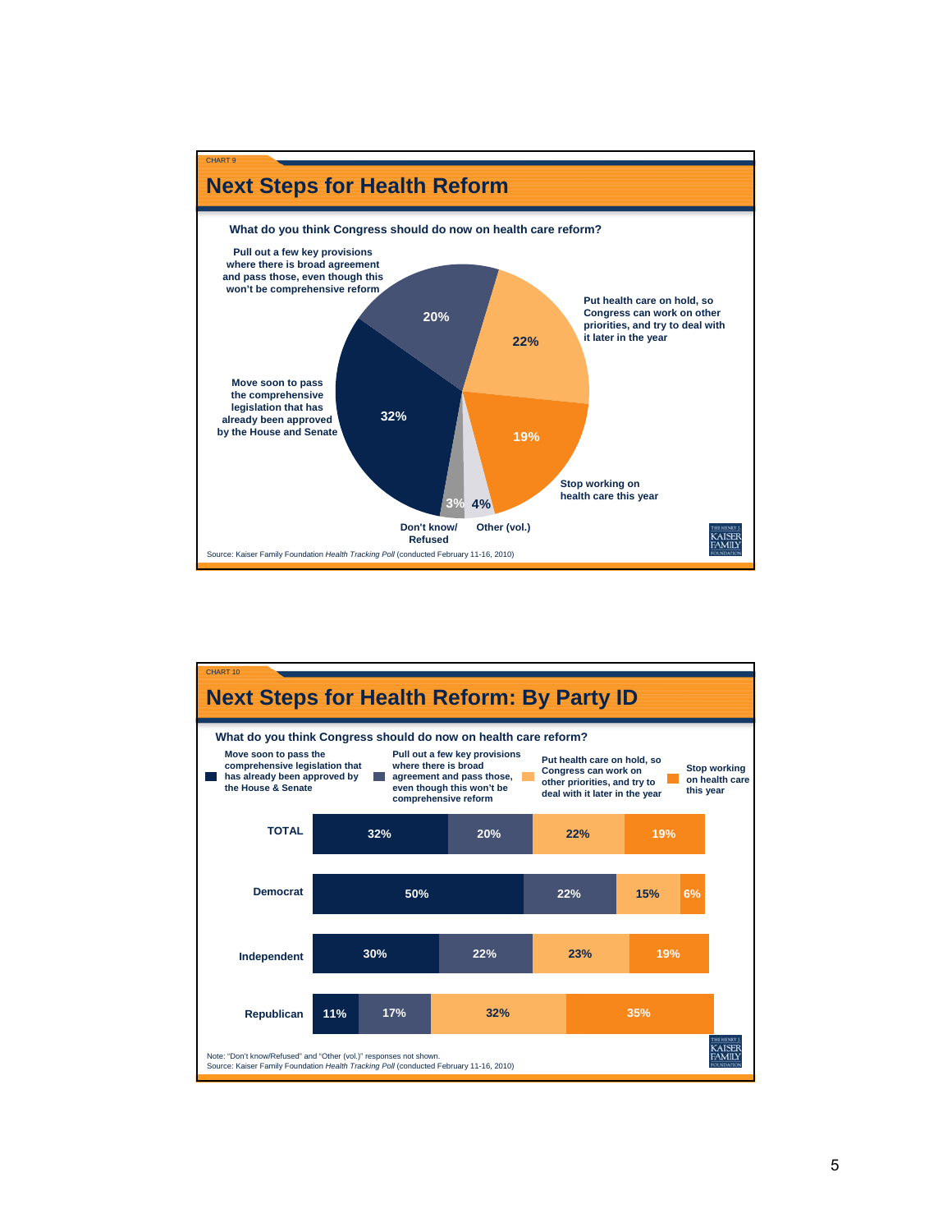CHART 9

## Next Steps for Health Reform

**What do you think Congress should do now on health care reform?**

| Response | Percent |
|---|---|
| Move soon to pass the comprehensive legislation that has already been approved by the House and Senate | 32% |
| Pull out a few key provisions where there is broad agreement and pass those, even though this won't be comprehensive reform | 20% |
| Put health care on hold, so Congress can work on other priorities, and try to deal with it later in the year | 22% |
| Stop working on health care this year | 19% |
| Other (vol.) | 4% |
| Don't know/ Refused | 3% |

Source: Kaiser Family Foundation *Health Tracking Poll* (conducted February 11-16, 2010)

CHART 10

## Next Steps for Health Reform: By Party ID

**What do you think Congress should do now on health care reform?**

| | Move soon to pass the comprehensive legislation that has already been approved by the House & Senate | Pull out a few key provisions where there is broad agreement and pass those, even though this won't be comprehensive reform | Put health care on hold, so Congress can work on other priorities, and try to deal with it later in the year | Stop working on health care this year |
|---|---|---|---|---|
| TOTAL | 32% | 20% | 22% | 19% |
| Democrat | 50% | 22% | 15% | 6% |
| Independent | 30% | 22% | 23% | 19% |
| Republican | 11% | 17% | 32% | 35% |

Note: "Don't know/Refused" and "Other (vol.)" responses not shown.
Source: Kaiser Family Foundation *Health Tracking Poll* (conducted February 11-16, 2010)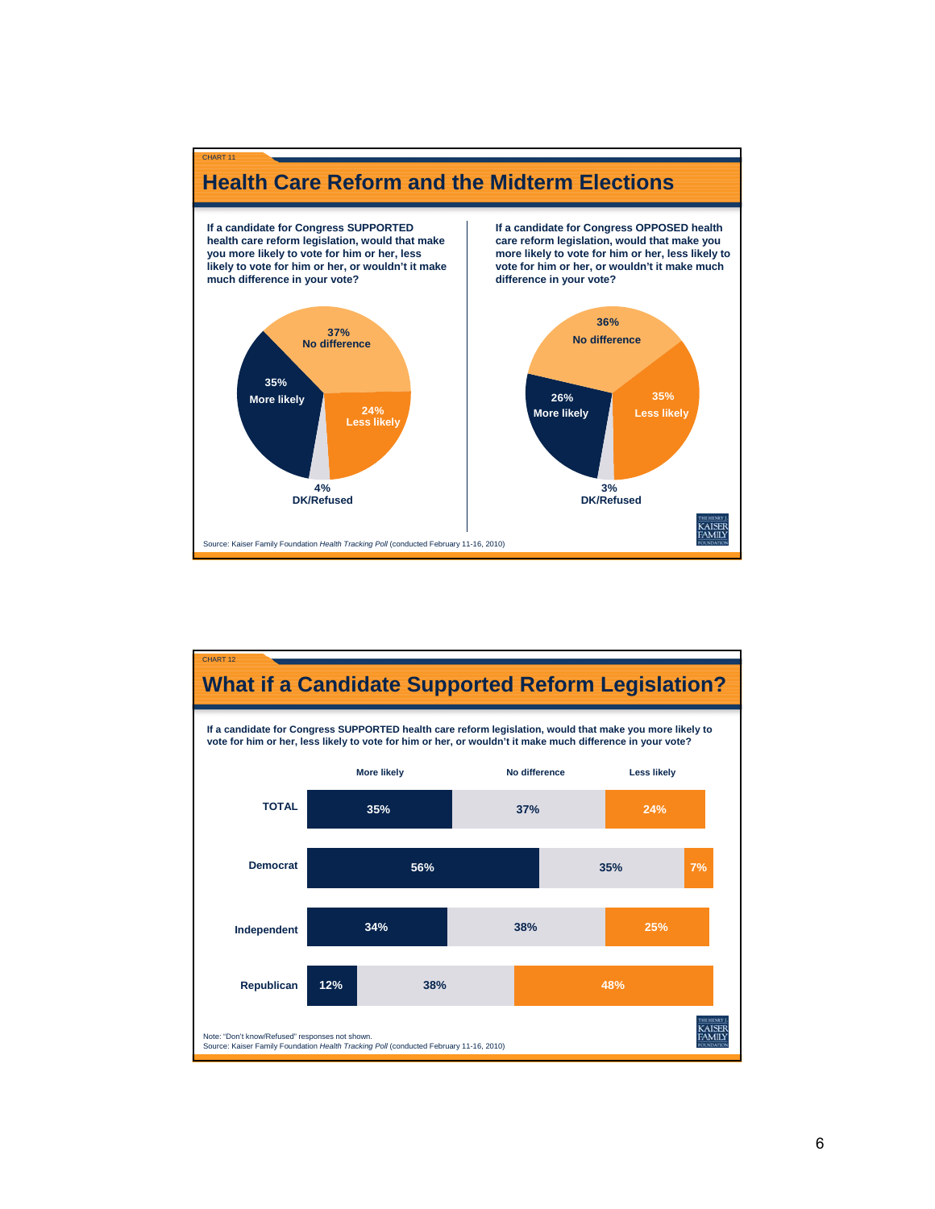CHART 11

## Health Care Reform and the Midterm Elections

**If a candidate for Congress SUPPORTED health care reform legislation, would that make you more likely to vote for him or her, less likely to vote for him or her, or wouldn't it make much difference in your vote?**

| Response | Percent |
|---|---|
| More likely | 35% |
| No difference | 37% |
| Less likely | 24% |
| DK/Refused | 4% |

**If a candidate for Congress OPPOSED health care reform legislation, would that make you more likely to vote for him or her, less likely to vote for him or her, or wouldn't it make much difference in your vote?**

| Response | Percent |
|---|---|
| More likely | 26% |
| No difference | 36% |
| Less likely | 35% |
| DK/Refused | 3% |

Source: Kaiser Family Foundation *Health Tracking Poll* (conducted February 11-16, 2010)

CHART 12

## What if a Candidate Supported Reform Legislation?

**If a candidate for Congress SUPPORTED health care reform legislation, would that make you more likely to vote for him or her, less likely to vote for him or her, or wouldn't it make much difference in your vote?**

| | More likely | No difference | Less likely |
|---|---|---|---|
| TOTAL | 35% | 37% | 24% |
| Democrat | 56% | 35% | 7% |
| Independent | 34% | 38% | 25% |
| Republican | 12% | 38% | 48% |

Note: "Don't know/Refused" responses not shown.
Source: Kaiser Family Foundation *Health Tracking Poll* (conducted February 11-16, 2010)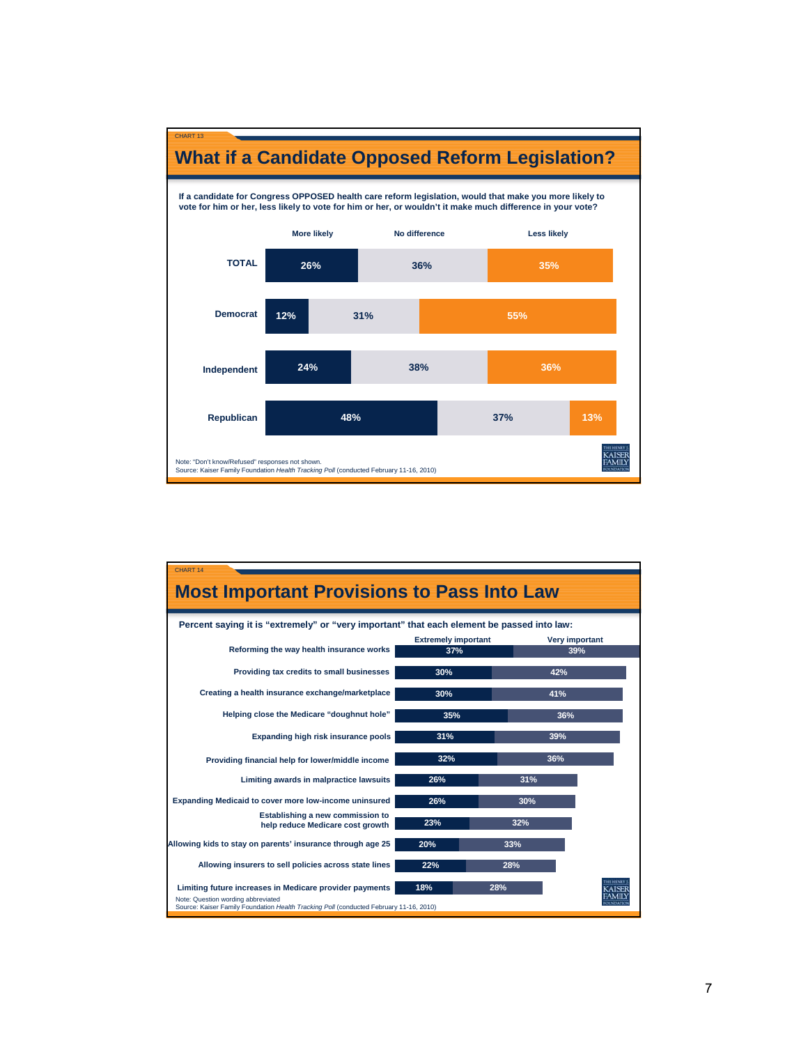CHART 13

## What if a Candidate Opposed Reform Legislation?

**If a candidate for Congress OPPOSED health care reform legislation, would that make you more likely to vote for him or her, less likely to vote for him or her, or wouldn't it make much difference in your vote?**

| | More likely | No difference | Less likely |
|---|---|---|---|
| TOTAL | 26% | 36% | 35% |
| Democrat | 12% | 31% | 55% |
| Independent | 24% | 38% | 36% |
| Republican | 48% | 37% | 13% |

Note: "Don't know/Refused" responses not shown.
Source: Kaiser Family Foundation *Health Tracking Poll* (conducted February 11-16, 2010)

CHART 14

## Most Important Provisions to Pass Into Law

**Percent saying it is "extremely" or "very important" that each element be passed into law:**

| | Extremely important | Very important |
|---|---|---|
| Reforming the way health insurance works | 37% | 39% |
| Providing tax credits to small businesses | 30% | 42% |
| Creating a health insurance exchange/marketplace | 30% | 41% |
| Helping close the Medicare "doughnut hole" | 35% | 36% |
| Expanding high risk insurance pools | 31% | 39% |
| Providing financial help for lower/middle income | 32% | 36% |
| Limiting awards in malpractice lawsuits | 26% | 31% |
| Expanding Medicaid to cover more low-income uninsured | 26% | 30% |
| Establishing a new commission to help reduce Medicare cost growth | 23% | 32% |
| Allowing kids to stay on parents' insurance through age 25 | 20% | 33% |
| Allowing insurers to sell policies across state lines | 22% | 28% |
| Limiting future increases in Medicare provider payments | 18% | 28% |

Note: Question wording abbreviated
Source: Kaiser Family Foundation *Health Tracking Poll* (conducted February 11-16, 2010)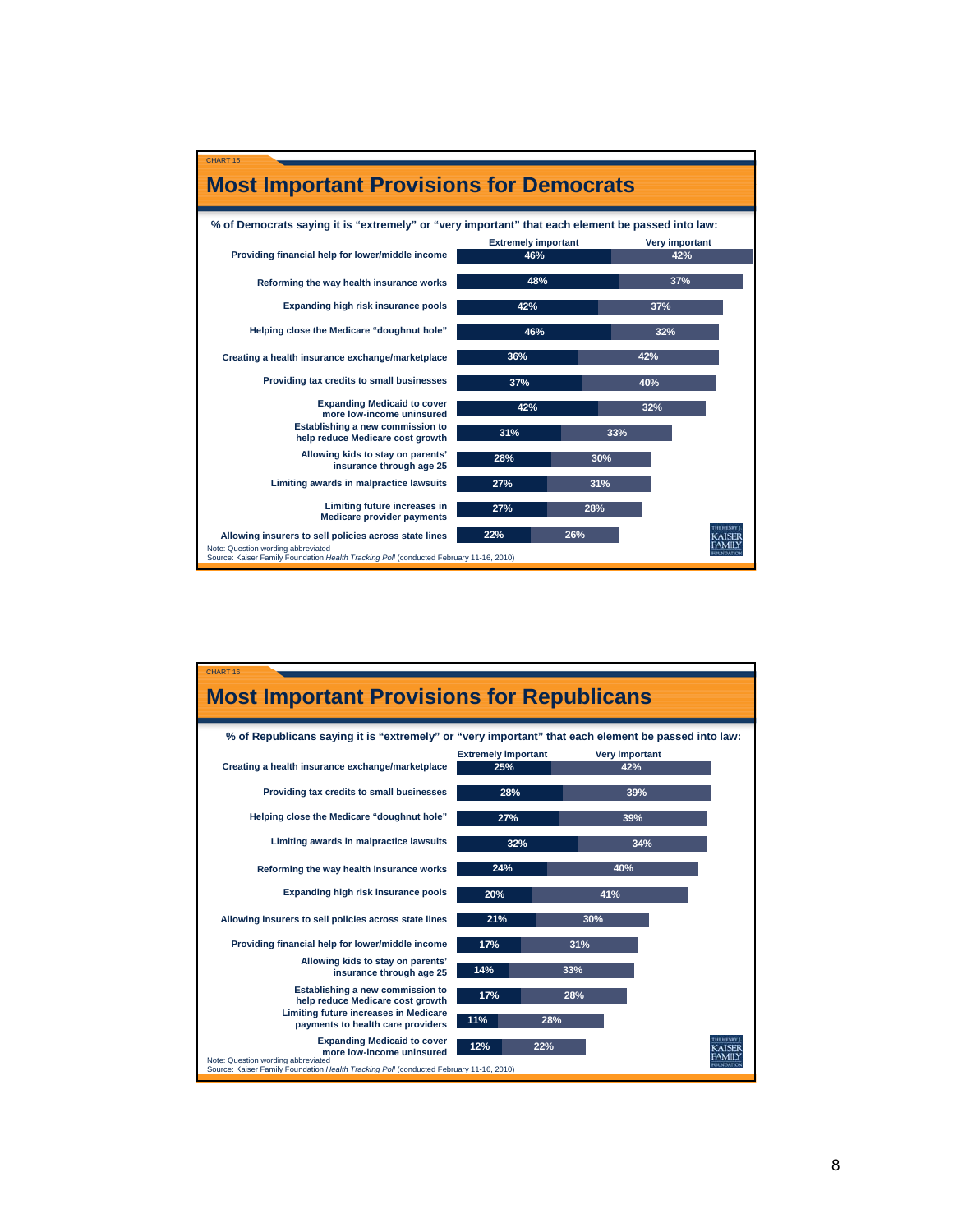CHART 15

## Most Important Provisions for Democrats

% of Democrats saying it is "extremely" or "very important" that each element be passed into law:

| Provision | Extremely important | Very important |
| --- | --- | --- |
| Providing financial help for lower/middle income | 46% | 42% |
| Reforming the way health insurance works | 48% | 37% |
| Expanding high risk insurance pools | 42% | 37% |
| Helping close the Medicare "doughnut hole" | 46% | 32% |
| Creating a health insurance exchange/marketplace | 36% | 42% |
| Providing tax credits to small businesses | 37% | 40% |
| Expanding Medicaid to cover more low-income uninsured | 42% | 32% |
| Establishing a new commission to help reduce Medicare cost growth | 31% | 33% |
| Allowing kids to stay on parents' insurance through age 25 | 28% | 30% |
| Limiting awards in malpractice lawsuits | 27% | 31% |
| Limiting future increases in Medicare provider payments | 27% | 28% |
| Allowing insurers to sell policies across state lines | 22% | 26% |

Note: Question wording abbreviated
Source: Kaiser Family Foundation *Health Tracking Poll* (conducted February 11-16, 2010)

CHART 16

## Most Important Provisions for Republicans

% of Republicans saying it is "extremely" or "very important" that each element be passed into law:

| Provision | Extremely important | Very important |
| --- | --- | --- |
| Creating a health insurance exchange/marketplace | 25% | 42% |
| Providing tax credits to small businesses | 28% | 39% |
| Helping close the Medicare "doughnut hole" | 27% | 39% |
| Limiting awards in malpractice lawsuits | 32% | 34% |
| Reforming the way health insurance works | 24% | 40% |
| Expanding high risk insurance pools | 20% | 41% |
| Allowing insurers to sell policies across state lines | 21% | 30% |
| Providing financial help for lower/middle income | 17% | 31% |
| Allowing kids to stay on parents' insurance through age 25 | 14% | 33% |
| Establishing a new commission to help reduce Medicare cost growth | 17% | 28% |
| Limiting future increases in Medicare payments to health care providers | 11% | 28% |
| Expanding Medicaid to cover more low-income uninsured | 12% | 22% |

Note: Question wording abbreviated
Source: Kaiser Family Foundation *Health Tracking Poll* (conducted February 11-16, 2010)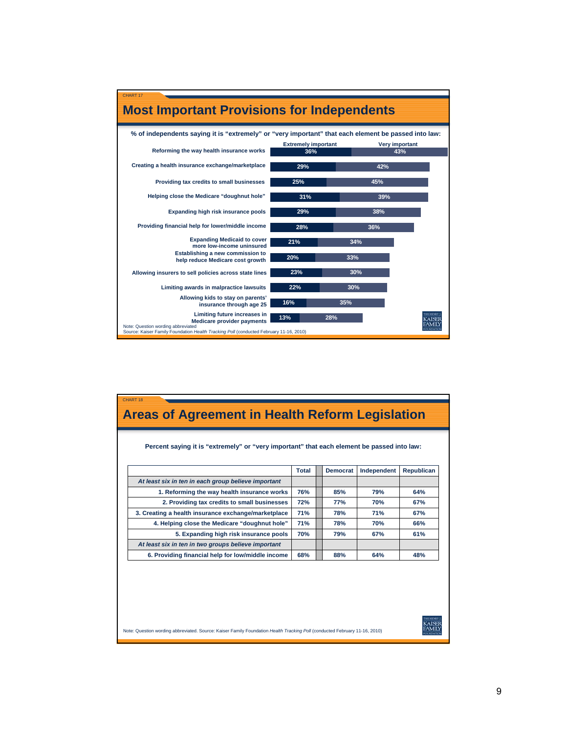CHART 17

# Most Important Provisions for Independents

**% of independents saying it is "extremely" or "very important" that each element be passed into law:**

| Provision | Extremely important | Very important |
|---|---|---|
| Reforming the way health insurance works | 36% | 43% |
| Creating a health insurance exchange/marketplace | 29% | 42% |
| Providing tax credits to small businesses | 25% | 45% |
| Helping close the Medicare "doughnut hole" | 31% | 39% |
| Expanding high risk insurance pools | 29% | 38% |
| Providing financial help for lower/middle income | 28% | 36% |
| Expanding Medicaid to cover more low-income uninsured | 21% | 34% |
| Establishing a new commission to help reduce Medicare cost growth | 20% | 33% |
| Allowing insurers to sell policies across state lines | 23% | 30% |
| Limiting awards in malpractice lawsuits | 22% | 30% |
| Allowing kids to stay on parents' insurance through age 25 | 16% | 35% |
| Limiting future increases in Medicare provider payments | 13% | 28% |

Note: Question wording abbreviated
Source: Kaiser Family Foundation *Health Tracking Poll* (conducted February 11-16, 2010)

CHART 18

# Areas of Agreement in Health Reform Legislation

**Percent saying it is "extremely" or "very important" that each element be passed into law:**

| | Total | Democrat | Independent | Republican |
|---|---|---|---|---|
| *At least six in ten in each group believe important* | | | | |
| 1. Reforming the way health insurance works | 76% | 85% | 79% | 64% |
| 2. Providing tax credits to small businesses | 72% | 77% | 70% | 67% |
| 3. Creating a health insurance exchange/marketplace | 71% | 78% | 71% | 67% |
| 4. Helping close the Medicare "doughnut hole" | 71% | 78% | 70% | 66% |
| 5. Expanding high risk insurance pools | 70% | 79% | 67% | 61% |
| *At least six in ten in two groups believe important* | | | | |
| 6. Providing financial help for low/middle income | 68% | 88% | 64% | 48% |

Note: Question wording abbreviated. Source: Kaiser Family Foundation *Health Tracking Poll* (conducted February 11-16, 2010)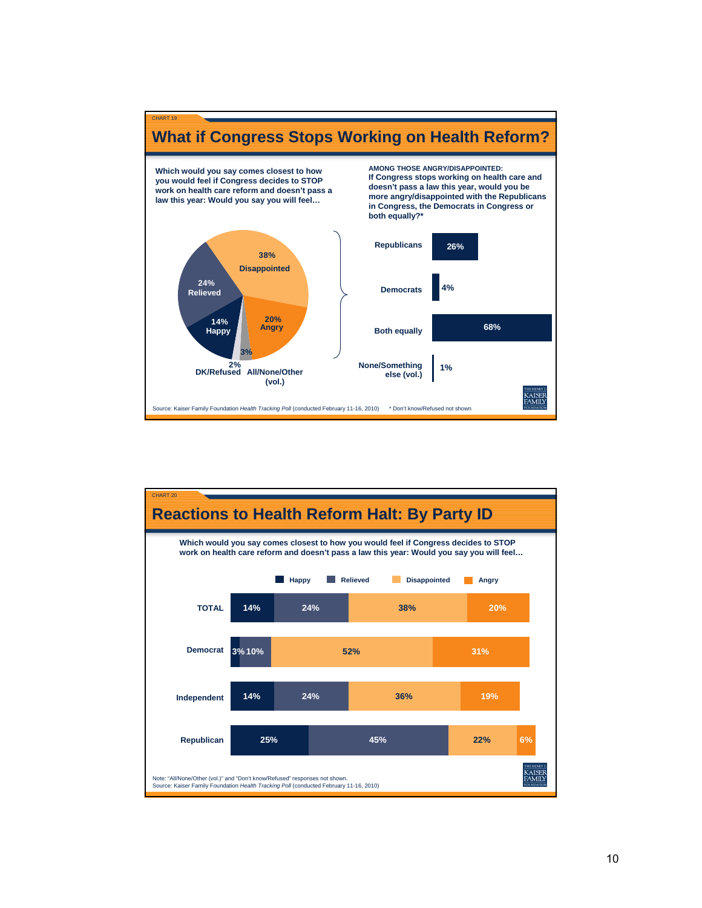CHART 19

# What if Congress Stops Working on Health Reform?

**Which would you say comes closest to how you would feel if Congress decides to STOP work on health care reform and doesn't pass a law this year: Would you say you will feel…**

| Response | Percent |
|---|---|
| Disappointed | 38% |
| Relieved | 24% |
| Angry | 20% |
| Happy | 14% |
| All/None/Other (vol.) | 3% |
| DK/Refused | 2% |

**AMONG THOSE ANGRY/DISAPPOINTED: If Congress stops working on health care and doesn't pass a law this year, would you be more angry/disappointed with the Republicans in Congress, the Democrats in Congress or both equally?***

| Response | Percent |
|---|---|
| Republicans | 26% |
| Democrats | 4% |
| Both equally | 68% |
| None/Something else (vol.) | 1% |

Source: Kaiser Family Foundation *Health Tracking Poll* (conducted February 11-16, 2010)

* Don't know/Refused not shown

CHART 20

# Reactions to Health Reform Halt: By Party ID

**Which would you say comes closest to how you would feel if Congress decides to STOP work on health care reform and doesn't pass a law this year: Would you say you will feel…**

| | Happy | Relieved | Disappointed | Angry |
|---|---|---|---|---|
| TOTAL | 14% | 24% | 38% | 20% |
| Democrat | 3% | 10% | 52% | 31% |
| Independent | 14% | 24% | 36% | 19% |
| Republican | 25% | 45% | 22% | 6% |

Note: "All/None/Other (vol.)" and "Don't know/Refused" responses not shown.
Source: Kaiser Family Foundation *Health Tracking Poll* (conducted February 11-16, 2010)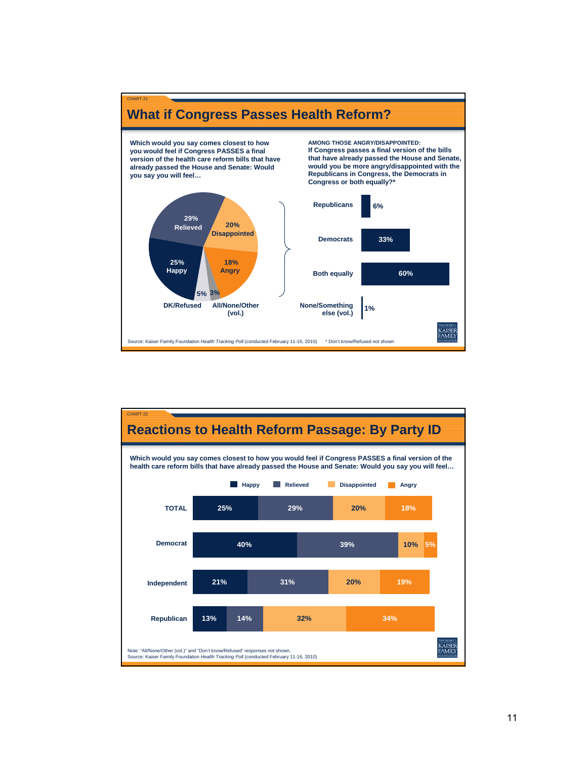CHART 21

## What if Congress Passes Health Reform?

**Which would you say comes closest to how you would feel if Congress PASSES a final version of the health care reform bills that have already passed the House and Senate: Would you say you will feel…**

| Response | Percent |
|---|---|
| Happy | 25% |
| Relieved | 29% |
| Disappointed | 20% |
| Angry | 18% |
| DK/Refused | 5% |
| All/None/Other (vol.) | 3% |

**AMONG THOSE ANGRY/DISAPPOINTED:**
**If Congress passes a final version of the bills that have already passed the House and Senate, would you be more angry/disappointed with the Republicans in Congress, the Democrats in Congress or both equally?***

| Response | Percent |
|---|---|
| Republicans | 6% |
| Democrats | 33% |
| Both equally | 60% |
| None/Something else (vol.) | 1% |

Source: Kaiser Family Foundation *Health Tracking Poll* (conducted February 11-16, 2010) * Don't know/Refused not shown

CHART 22

## Reactions to Health Reform Passage: By Party ID

**Which would you say comes closest to how you would feel if Congress PASSES a final version of the health care reform bills that have already passed the House and Senate: Would you say you will feel…**

| | Happy | Relieved | Disappointed | Angry |
|---|---|---|---|---|
| TOTAL | 25% | 29% | 20% | 18% |
| Democrat | 40% | 39% | 10% | 5% |
| Independent | 21% | 31% | 20% | 19% |
| Republican | 13% | 14% | 32% | 34% |

Note: "All/None/Other (vol.)" and "Don't know/Refused" responses not shown.
Source: Kaiser Family Foundation *Health Tracking Poll* (conducted February 11-16, 2010)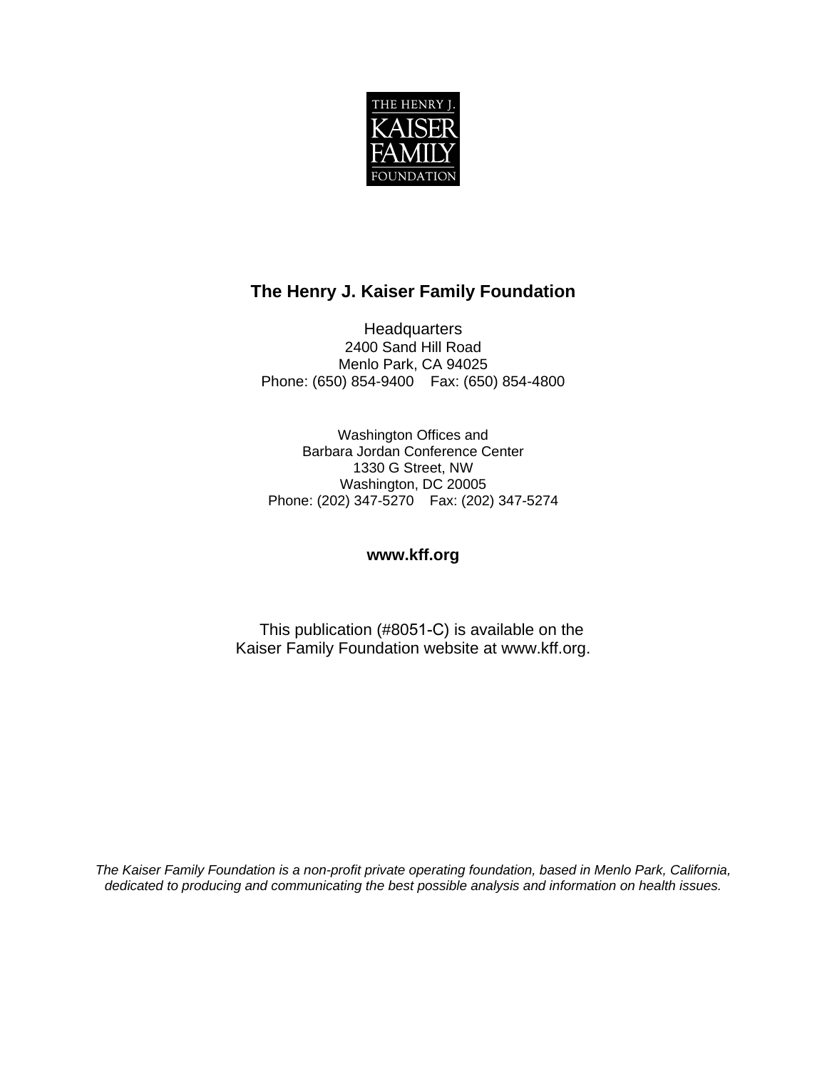THE HENRY J.
KAISER
FAMILY
FOUNDATION

**The Henry J. Kaiser Family Foundation**

Headquarters
2400 Sand Hill Road
Menlo Park, CA 94025
Phone: (650) 854-9400    Fax: (650) 854-4800

Washington Offices and
Barbara Jordan Conference Center
1330 G Street, NW
Washington, DC 20005
Phone: (202) 347-5270    Fax: (202) 347-5274

**www.kff.org**

This publication (#8051-C) is available on the
Kaiser Family Foundation website at www.kff.org.

*The Kaiser Family Foundation is a non-profit private operating foundation, based in Menlo Park, California, dedicated to producing and communicating the best possible analysis and information on health issues.*